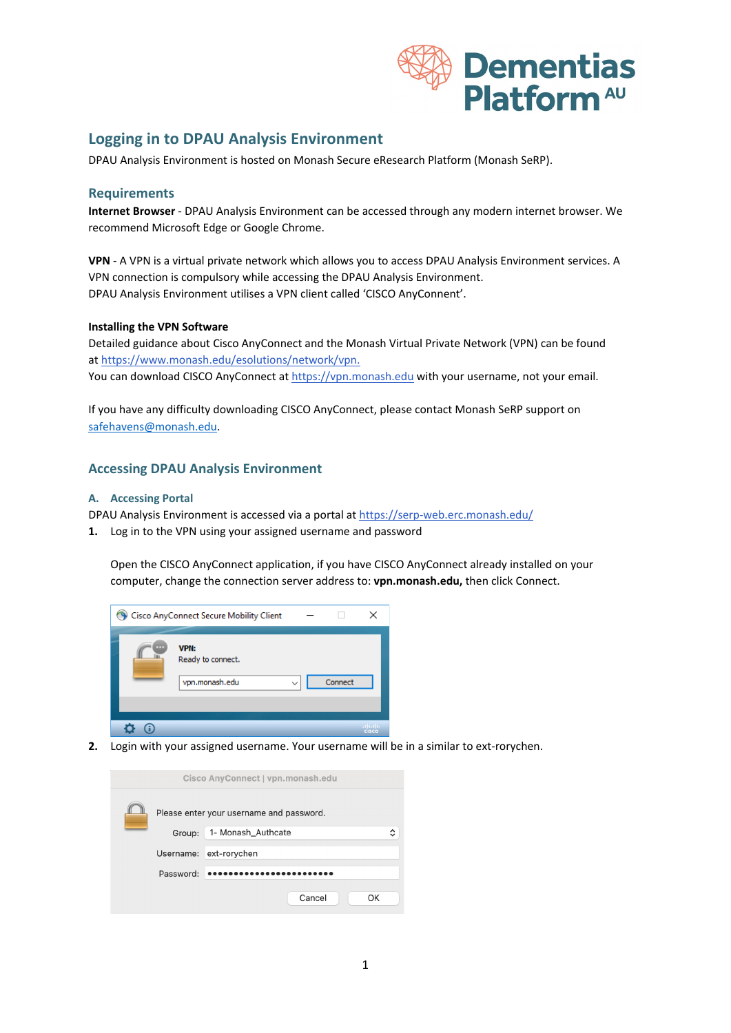# Logging in to DPAU Analysis Environment

DPAU Analysis Environment is hosted on Monash Secure eResearch Platform (Monash SeRP).

## Requirements

**Internet Browser** - DPAU Analysis Environment can be accessed through any modern internet browser. We recommend Microsoft Edge or Google Chrome.

**VPN** - A VPN is a virtual private network which allows you to access DPAU Analysis Environment services. A VPN connection is compulsory while accessing the DPAU Analysis Environment.
DPAU Analysis Environment utilises a VPN client called 'CISCO AnyConnect'.

**Installing the VPN Software**
Detailed guidance about Cisco AnyConnect and the Monash Virtual Private Network (VPN) can be found at https://www.monash.edu/esolutions/network/vpn.
You can download CISCO AnyConnect at https://vpn.monash.edu with your username, not your email.

If you have any difficulty downloading CISCO AnyConnect, please contact Monash SeRP support on safehavens@monash.edu.

## Accessing DPAU Analysis Environment

### A. Accessing Portal

DPAU Analysis Environment is accessed via a portal at https://serp-web.erc.monash.edu/

1. Log in to the VPN using your assigned username and password

   Open the CISCO AnyConnect application, if you have CISCO AnyConnect already installed on your computer, change the connection server address to: **vpn.monash.edu,** then click Connect.

2. Login with your assigned username. Your username will be in a similar to ext-rorychen.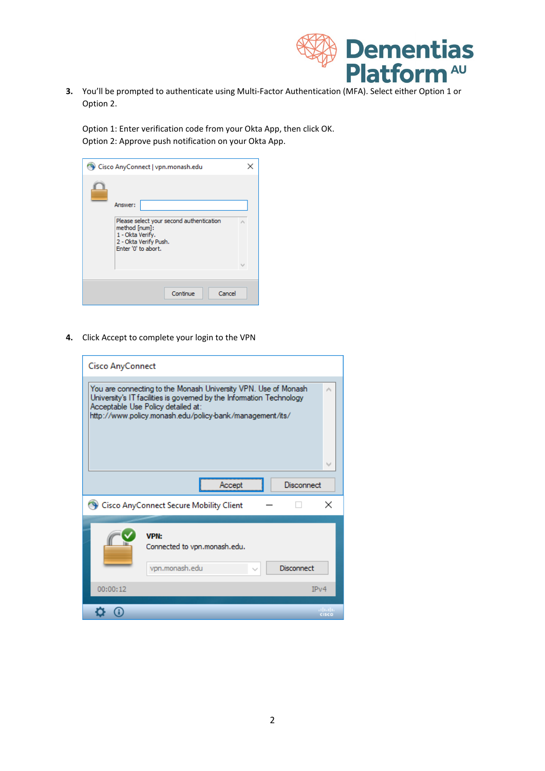3. You'll be prompted to authenticate using Multi-Factor Authentication (MFA). Select either Option 1 or Option 2.

   Option 1: Enter verification code from your Okta App, then click OK.
   Option 2: Approve push notification on your Okta App.

4. Click Accept to complete your login to the VPN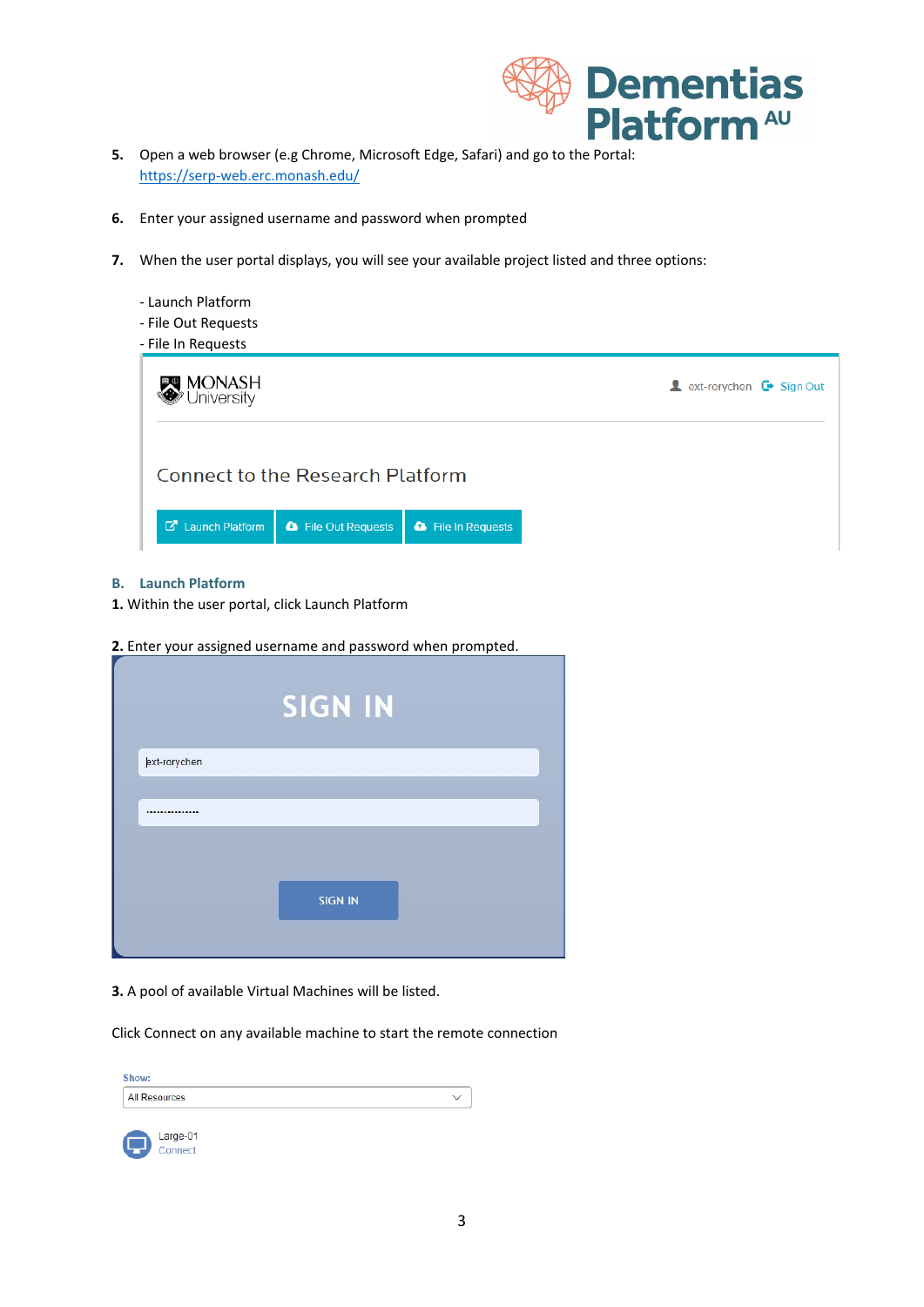5. Open a web browser (e.g Chrome, Microsoft Edge, Safari) and go to the Portal: https://serp-web.erc.monash.edu/

6. Enter your assigned username and password when prompted

7. When the user portal displays, you will see your available project listed and three options:

   - Launch Platform
   - File Out Requests
   - File In Requests

## B. Launch Platform

**1.** Within the user portal, click Launch Platform

**2.** Enter your assigned username and password when prompted.

**3.** A pool of available Virtual Machines will be listed.

Click Connect on any available machine to start the remote connection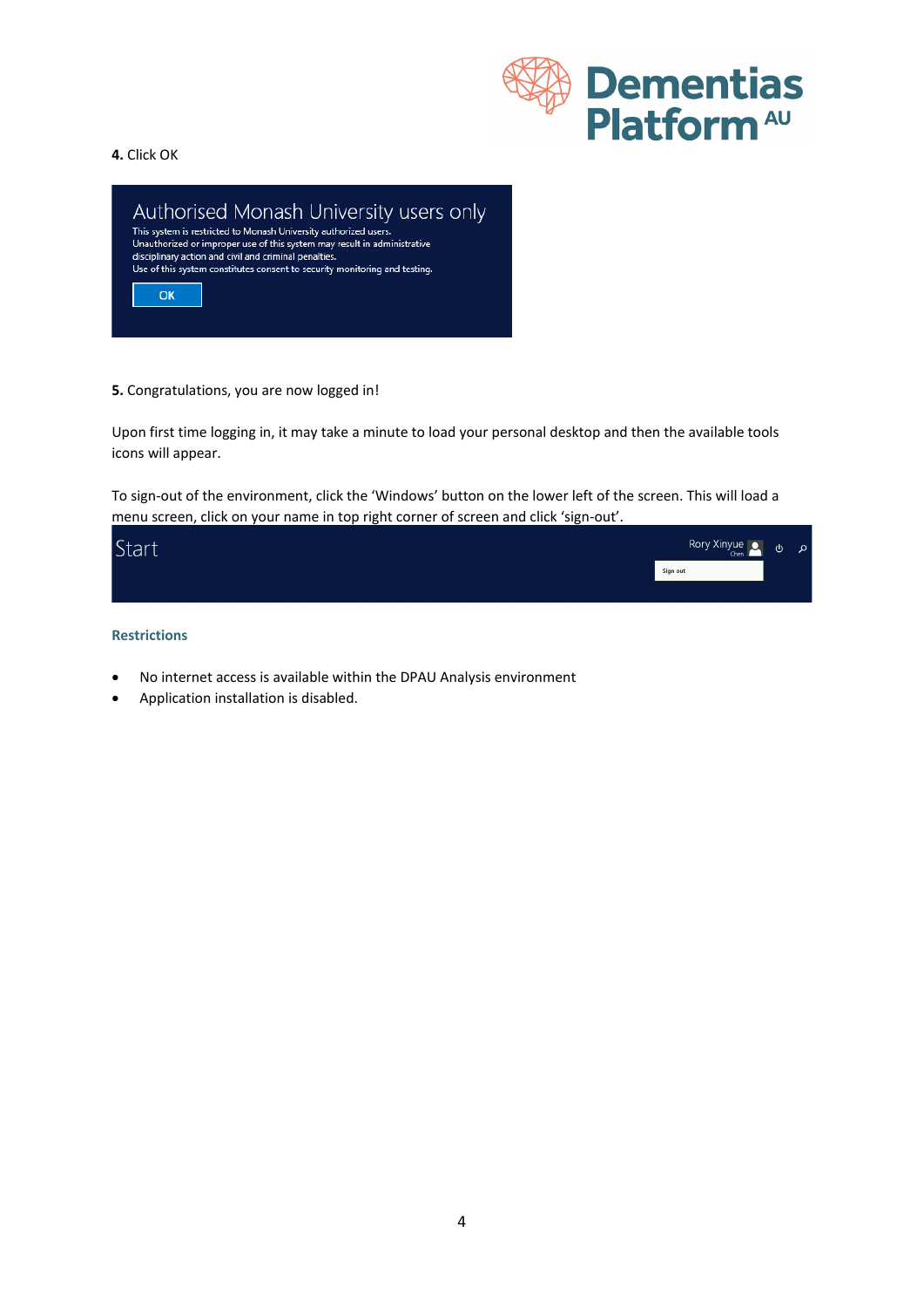**4.** Click OK

Authorised Monash University users only

This system is restricted to Monash University authorized users.
Unauthorized or improper use of this system may result in administrative disciplinary action and civil and criminal penalties.
Use of this system constitutes consent to security monitoring and testing.

OK

**5.** Congratulations, you are now logged in!

Upon first time logging in, it may take a minute to load your personal desktop and then the available tools icons will appear.

To sign-out of the environment, click the 'Windows' button on the lower left of the screen. This will load a menu screen, click on your name in top right corner of screen and click 'sign-out'.

Start

Rory Xinyue Chen

Sign out

### Restrictions

- No internet access is available within the DPAU Analysis environment
- Application installation is disabled.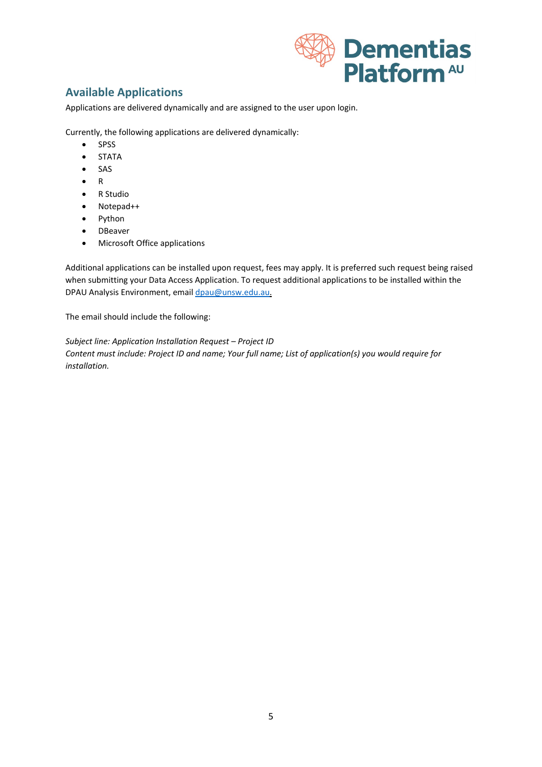## Available Applications

Applications are delivered dynamically and are assigned to the user upon login.

Currently, the following applications are delivered dynamically:

- SPSS
- STATA
- SAS
- R
- R Studio
- Notepad++
- Python
- DBeaver
- Microsoft Office applications

Additional applications can be installed upon request, fees may apply. It is preferred such request being raised when submitting your Data Access Application. To request additional applications to be installed within the DPAU Analysis Environment, email dpau@unsw.edu.au.

The email should include the following:

*Subject line: Application Installation Request – Project ID*
*Content must include: Project ID and name; Your full name; List of application(s) you would require for installation.*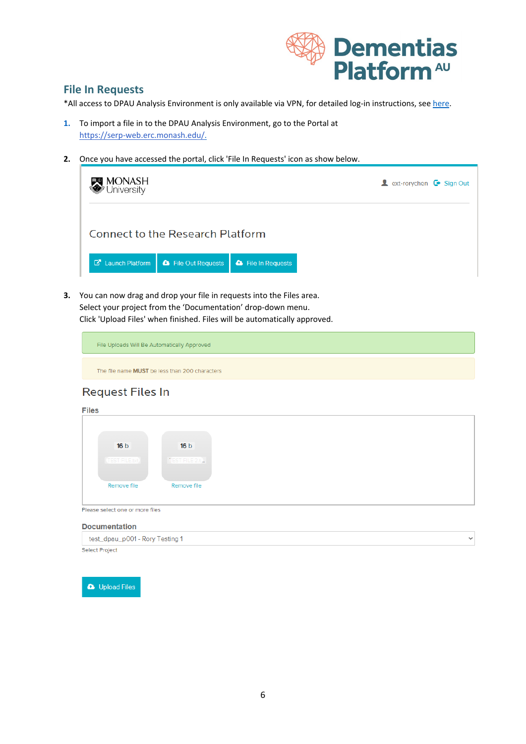## File In Requests

*All access to DPAU Analysis Environment is only available via VPN, for detailed log-in instructions, see here.

1. To import a file in to the DPAU Analysis Environment, go to the Portal at https://serp-web.erc.monash.edu/.

2. Once you have accessed the portal, click 'File In Requests' icon as show below.

3. You can now drag and drop your file in requests into the Files area.
   Select your project from the 'Documentation' drop-down menu.
   Click 'Upload Files' when finished. Files will be automatically approved.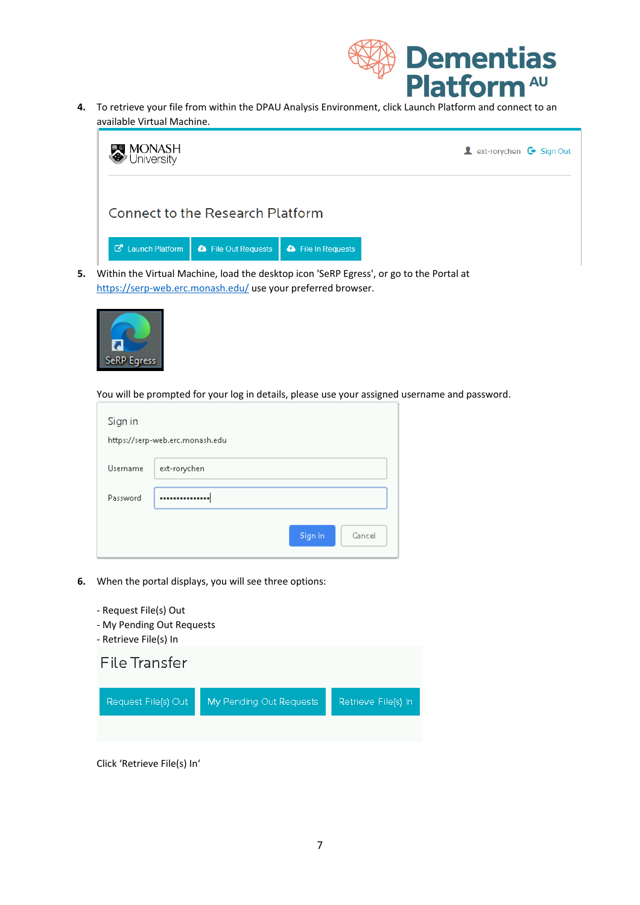4. To retrieve your file from within the DPAU Analysis Environment, click Launch Platform and connect to an available Virtual Machine.

5. Within the Virtual Machine, load the desktop icon 'SeRP Egress', or go to the Portal at https://serp-web.erc.monash.edu/ use your preferred browser.

You will be prompted for your log in details, please use your assigned username and password.

6. When the portal displays, you will see three options:

- Request File(s) Out
- My Pending Out Requests
- Retrieve File(s) In

Click 'Retrieve File(s) In'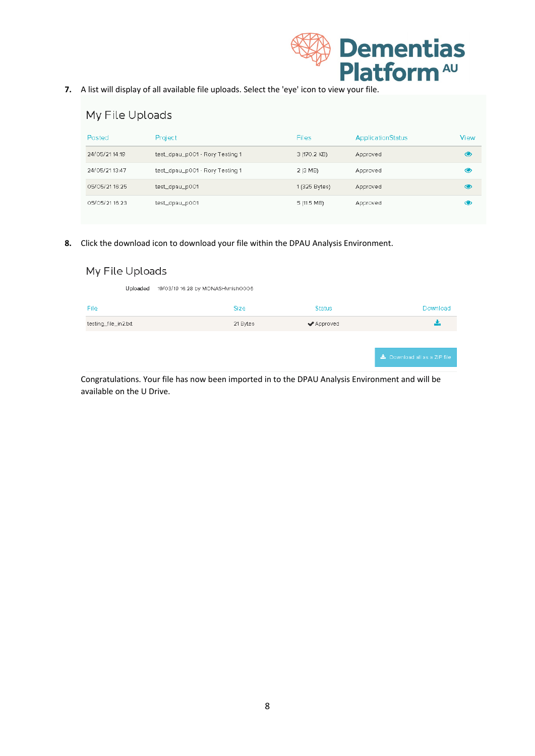7. A list will display of all available file uploads. Select the 'eye' icon to view your file.

## My File Uploads

| Posted | Project | Files | ApplicationStatus | View |
|---|---|---|---|---|
| 24/05/21 14:19 | test_dpau_p001 - Rory Testing 1 | 3 (170.2 KB) | Approved | |
| 24/05/21 13:47 | test_dpau_p001 - Rory Testing 1 | 2 (3 MB) | Approved | |
| 05/05/21 16:25 | test_dpau_p001 | 1 (325 Bytes) | Approved | |
| 05/05/21 16:23 | test_dpau_p001 | 5 (11.5 MB) | Approved | |

8. Click the download icon to download your file within the DPAU Analysis Environment.

## My File Uploads

Uploaded 19/03/19 16:28 by MONASH\mish0006

| File | Size | Status | Download |
|---|---|---|---|
| testing_file_in2.txt | 21 Bytes | ✔ Approved | |

Download all as a ZIP file

Congratulations. Your file has now been imported in to the DPAU Analysis Environment and will be available on the U Drive.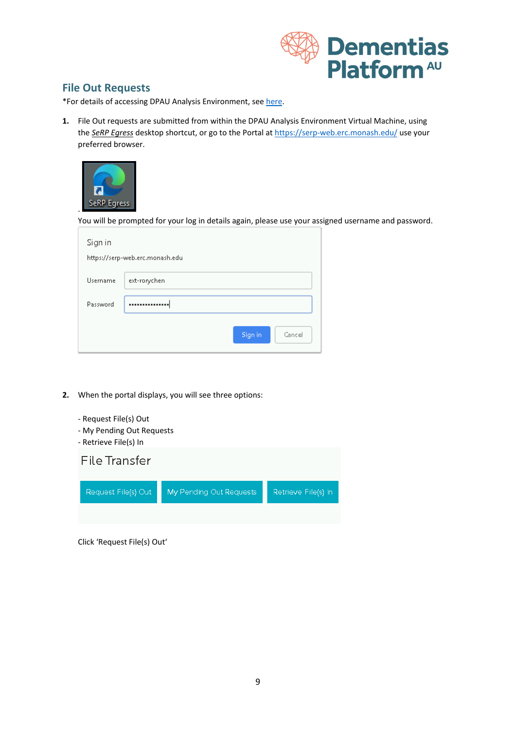## File Out Requests

*For details of accessing DPAU Analysis Environment, see here.

1. File Out requests are submitted from within the DPAU Analysis Environment Virtual Machine, using the *SeRP Egress* desktop shortcut, or go to the Portal at https://serp-web.erc.monash.edu/ use your preferred browser.

   .
   You will be prompted for your log in details again, please use your assigned username and password.

2. When the portal displays, you will see three options:

   - Request File(s) Out
   - My Pending Out Requests
   - Retrieve File(s) In

   Click 'Request File(s) Out'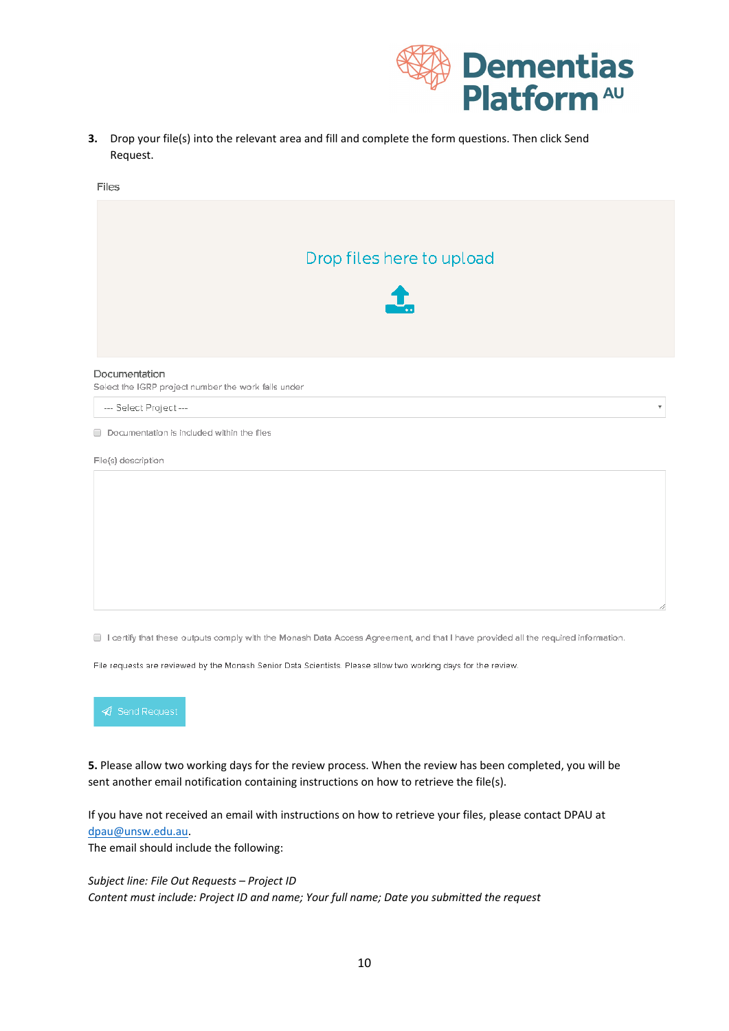**3.** Drop your file(s) into the relevant area and fill and complete the form questions. Then click Send Request.

Files

Drop files here to upload

Documentation

Select the IGRP project number the work falls under

--- Select Project ---

☐ Documentation is included within the files

File(s) description

☐ I certify that these outputs comply with the Monash Data Access Agreement, and that I have provided all the required information.

File requests are reviewed by the Monash Senior Data Scientists. Please allow two working days for the review.

Send Request

**5.** Please allow two working days for the review process. When the review has been completed, you will be sent another email notification containing instructions on how to retrieve the file(s).

If you have not received an email with instructions on how to retrieve your files, please contact DPAU at dpau@unsw.edu.au.

The email should include the following:

*Subject line: File Out Requests – Project ID*

*Content must include: Project ID and name; Your full name; Date you submitted the request*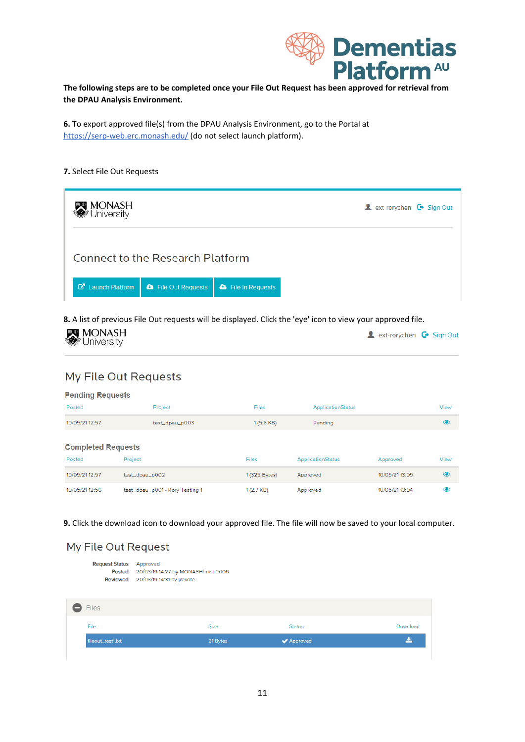**The following steps are to be completed once your File Out Request has been approved for retrieval from the DPAU Analysis Environment.**

**6.** To export approved file(s) from the DPAU Analysis Environment, go to the Portal at https://serp-web.erc.monash.edu/ (do not select launch platform).

**7.** Select File Out Requests

MONASH University

ext-rorychen Sign Out

Connect to the Research Platform

Launch Platform | File Out Requests | File In Requests

**8.** A list of previous File Out requests will be displayed. Click the 'eye' icon to view your approved file.

MONASH University

ext-rorychen Sign Out

## My File Out Requests

### Pending Requests

| Posted | Project | Files | ApplicationStatus | View |
|---|---|---|---|---|
| 10/05/21 12:57 | test_dpau_p003 | 1 (5.6 KB) | Pending | |

### Completed Requests

| Posted | Project | Files | ApplicationStatus | Approved | View |
|---|---|---|---|---|---|
| 10/05/21 12:57 | test_dpau_p002 | 1 (325 Bytes) | Approved | 10/05/21 13:05 | |
| 10/05/21 12:56 | test_dpau_p001 - Rory Testing 1 | 1 (2.7 KB) | Approved | 10/05/21 13:04 | |

**9.** Click the download icon to download your approved file. The file will now be saved to your local computer.

## My File Out Request

Request Status: Approved
Posted: 20/03/19 14:27 by MONASH\mish0006
Reviewed: 20/03/19 14:31 by jrevote

Files

| File | Size | Status | Download |
|---|---|---|---|
| fileout_test1.txt | 21 Bytes | Approved | |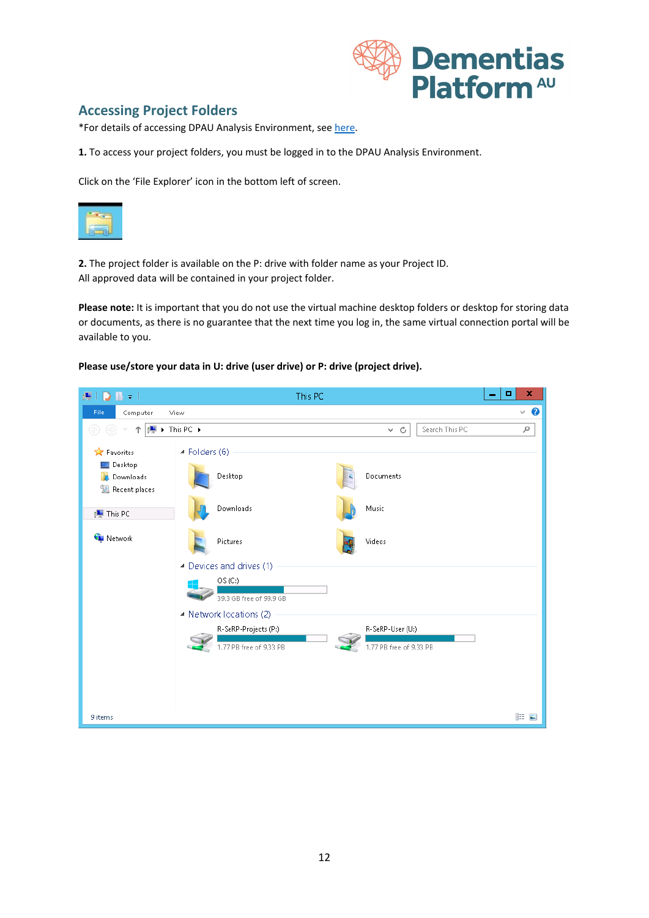## Accessing Project Folders

*For details of accessing DPAU Analysis Environment, see here.

**1.** To access your project folders, you must be logged in to the DPAU Analysis Environment.

Click on the 'File Explorer' icon in the bottom left of screen.

**2.** The project folder is available on the P: drive with folder name as your Project ID.
All approved data will be contained in your project folder.

**Please note:** It is important that you do not use the virtual machine desktop folders or desktop for storing data or documents, as there is no guarantee that the next time you log in, the same virtual connection portal will be available to you.

**Please use/store your data in U: drive (user drive) or P: drive (project drive).**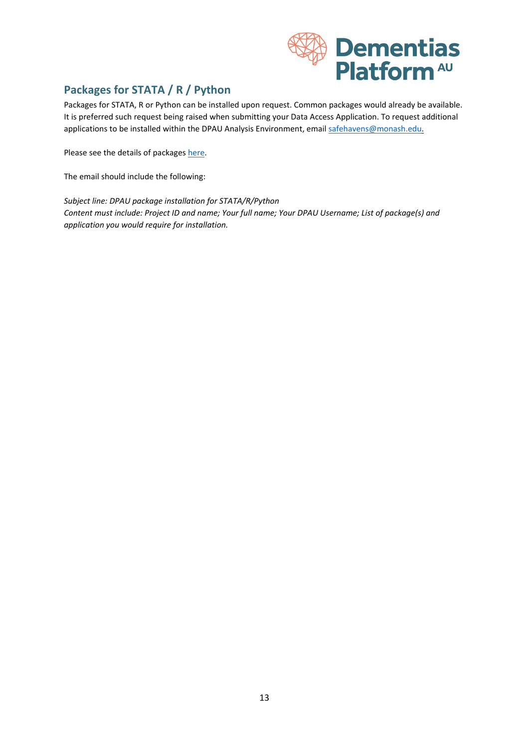## Packages for STATA / R / Python

Packages for STATA, R or Python can be installed upon request. Common packages would already be available. It is preferred such request being raised when submitting your Data Access Application. To request additional applications to be installed within the DPAU Analysis Environment, email safehavens@monash.edu.

Please see the details of packages here.

The email should include the following:

*Subject line: DPAU package installation for STATA/R/Python*
*Content must include: Project ID and name; Your full name; Your DPAU Username; List of package(s) and application you would require for installation.*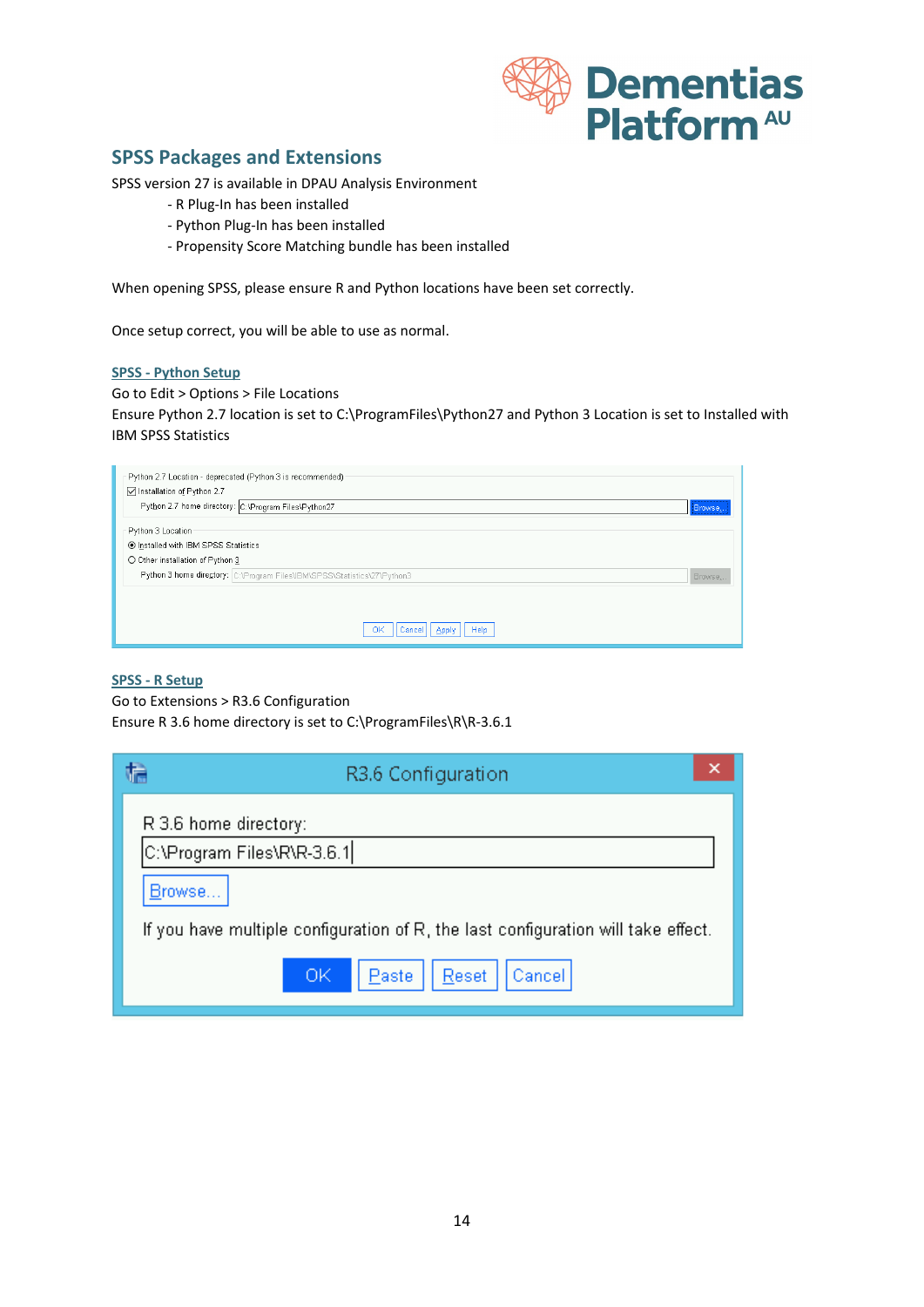## SPSS Packages and Extensions

SPSS version 27 is available in DPAU Analysis Environment

- R Plug-In has been installed
- Python Plug-In has been installed
- Propensity Score Matching bundle has been installed

When opening SPSS, please ensure R and Python locations have been set correctly.

Once setup correct, you will be able to use as normal.

### SPSS - Python Setup

Go to Edit > Options > File Locations

Ensure Python 2.7 location is set to C:\ProgramFiles\Python27 and Python 3 Location is set to Installed with IBM SPSS Statistics

### SPSS - R Setup

Go to Extensions > R3.6 Configuration

Ensure R 3.6 home directory is set to C:\ProgramFiles\R\R-3.6.1